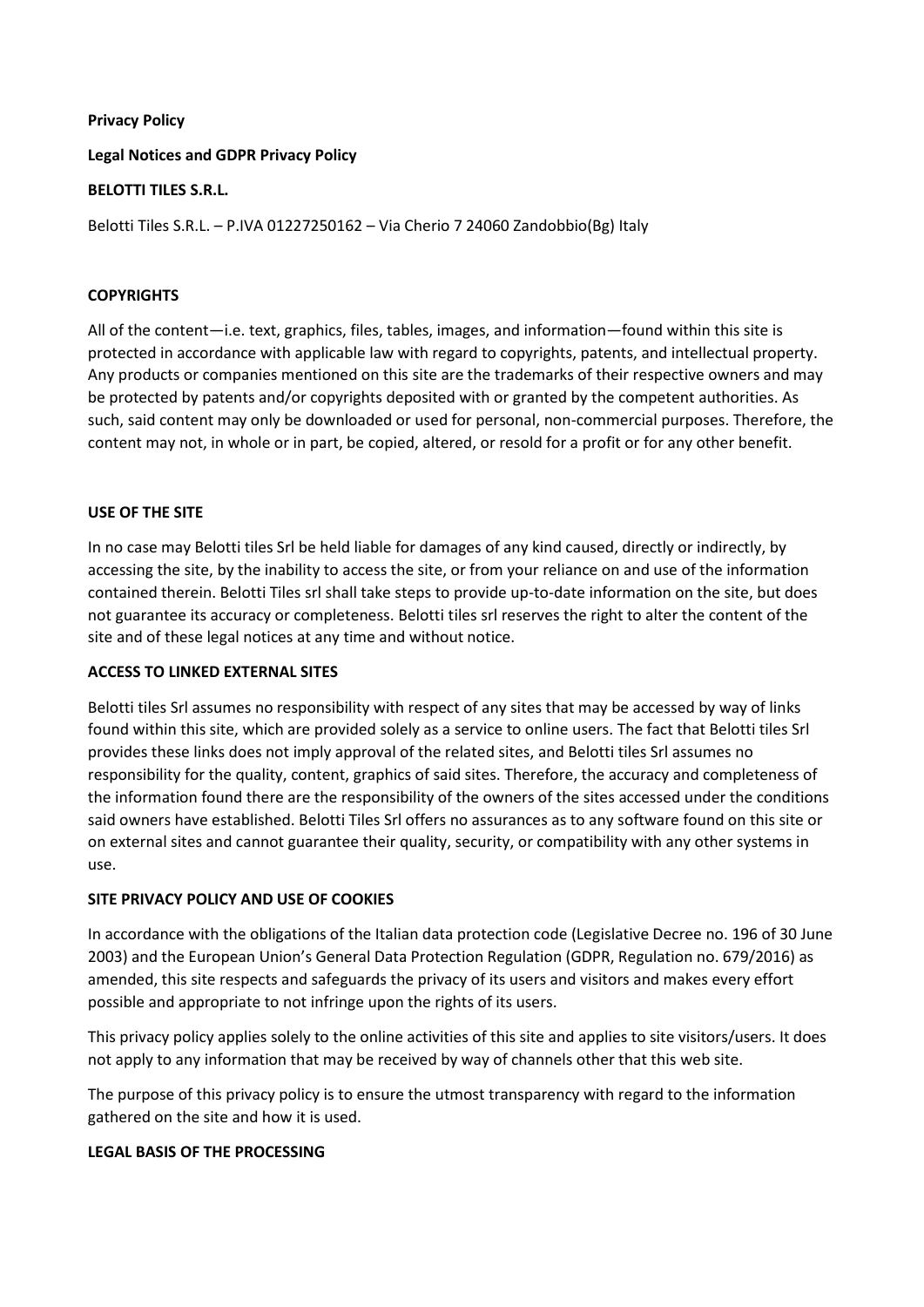**Privacy Policy**

**Legal Notices and GDPR Privacy Policy**

**BELOTTI TILES S.R.L.**

Belotti Tiles S.R.L. – P.IVA 01227250162 – Via Cherio 7 24060 Zandobbio(Bg) Italy

**COPYRIGHTS**

All of the content—i.e. text, graphics, files, tables, images, and information—found within this site is protected in accordance with applicable law with regard to copyrights, patents, and intellectual property. Any products or companies mentioned on this site are the trademarks of their respective owners and may be protected by patents and/or copyrights deposited with or granted by the competent authorities. As such, said content may only be downloaded or used for personal, non-commercial purposes. Therefore, the content may not, in whole or in part, be copied, altered, or resold for a profit or for any other benefit.

**USE OF THE SITE**

In no case may Belotti tiles Srl be held liable for damages of any kind caused, directly or indirectly, by accessing the site, by the inability to access the site, or from your reliance on and use of the information contained therein. Belotti Tiles srl shall take steps to provide up-to-date information on the site, but does not guarantee its accuracy or completeness. Belotti tiles srl reserves the right to alter the content of the site and of these legal notices at any time and without notice.

**ACCESS TO LINKED EXTERNAL SITES**

Belotti tiles Srl assumes no responsibility with respect of any sites that may be accessed by way of links found within this site, which are provided solely as a service to online users. The fact that Belotti tiles Srl provides these links does not imply approval of the related sites, and Belotti tiles Srl assumes no responsibility for the quality, content, graphics of said sites. Therefore, the accuracy and completeness of the information found there are the responsibility of the owners of the sites accessed under the conditions said owners have established. Belotti Tiles Srl offers no assurances as to any software found on this site or on external sites and cannot guarantee their quality, security, or compatibility with any other systems in use.

**SITE PRIVACY POLICY AND USE OF COOKIES**

In accordance with the obligations of the Italian data protection code (Legislative Decree no. 196 of 30 June 2003) and the European Union's General Data Protection Regulation (GDPR, Regulation no. 679/2016) as amended, this site respects and safeguards the privacy of its users and visitors and makes every effort possible and appropriate to not infringe upon the rights of its users.

This privacy policy applies solely to the online activities of this site and applies to site visitors/users. It does not apply to any information that may be received by way of channels other that this web site.

The purpose of this privacy policy is to ensure the utmost transparency with regard to the information gathered on the site and how it is used.

**LEGAL BASIS OF THE PROCESSING**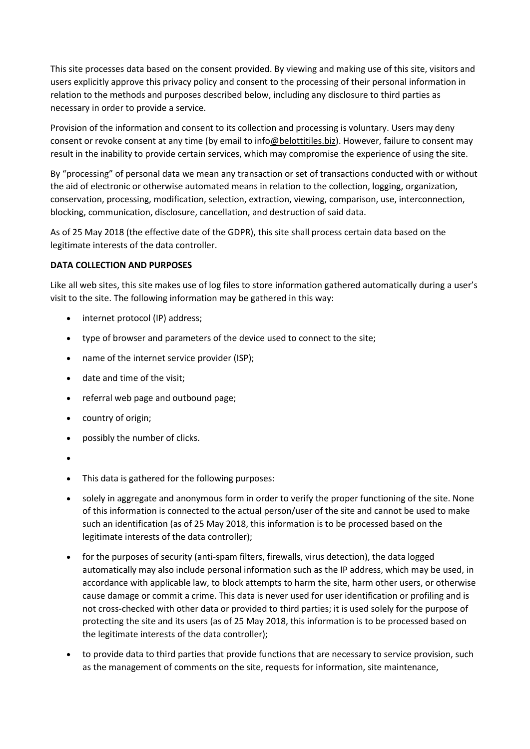This site processes data based on the consent provided. By viewing and making use of this site, visitors and users explicitly approve this privacy policy and consent to the processing of their personal information in relation to the methods and purposes described below, including any disclosure to third parties as necessary in order to provide a service.

Provision of the information and consent to its collection and processing is voluntary. Users may deny consent or revoke consent at any time (by email to info@belottitiles.biz). However, failure to consent may result in the inability to provide certain services, which may compromise the experience of using the site.

By "processing" of personal data we mean any transaction or set of transactions conducted with or without the aid of electronic or otherwise automated means in relation to the collection, logging, organization, conservation, processing, modification, selection, extraction, viewing, comparison, use, interconnection, blocking, communication, disclosure, cancellation, and destruction of said data.

As of 25 May 2018 (the effective date of the GDPR), this site shall process certain data based on the legitimate interests of the data controller.

**DATA COLLECTION AND PURPOSES**

Like all web sites, this site makes use of log files to store information gathered automatically during a user's visit to the site. The following information may be gathered in this way:

- internet protocol (IP) address;
- type of browser and parameters of the device used to connect to the site;
- name of the internet service provider (ISP);
- date and time of the visit;
- referral web page and outbound page;
- country of origin;
- possibly the number of clicks.
- This data is gathered for the following purposes:
- solely in aggregate and anonymous form in order to verify the proper functioning of the site. None of this information is connected to the actual person/user of the site and cannot be used to make such an identification (as of 25 May 2018, this information is to be processed based on the legitimate interests of the data controller);
- for the purposes of security (anti-spam filters, firewalls, virus detection), the data logged automatically may also include personal information such as the IP address, which may be used, in accordance with applicable law, to block attempts to harm the site, harm other users, or otherwise cause damage or commit a crime. This data is never used for user identification or profiling and is not cross-checked with other data or provided to third parties; it is used solely for the purpose of protecting the site and its users (as of 25 May 2018, this information is to be processed based on the legitimate interests of the data controller);
- to provide data to third parties that provide functions that are necessary to service provision, such as the management of comments on the site, requests for information, site maintenance,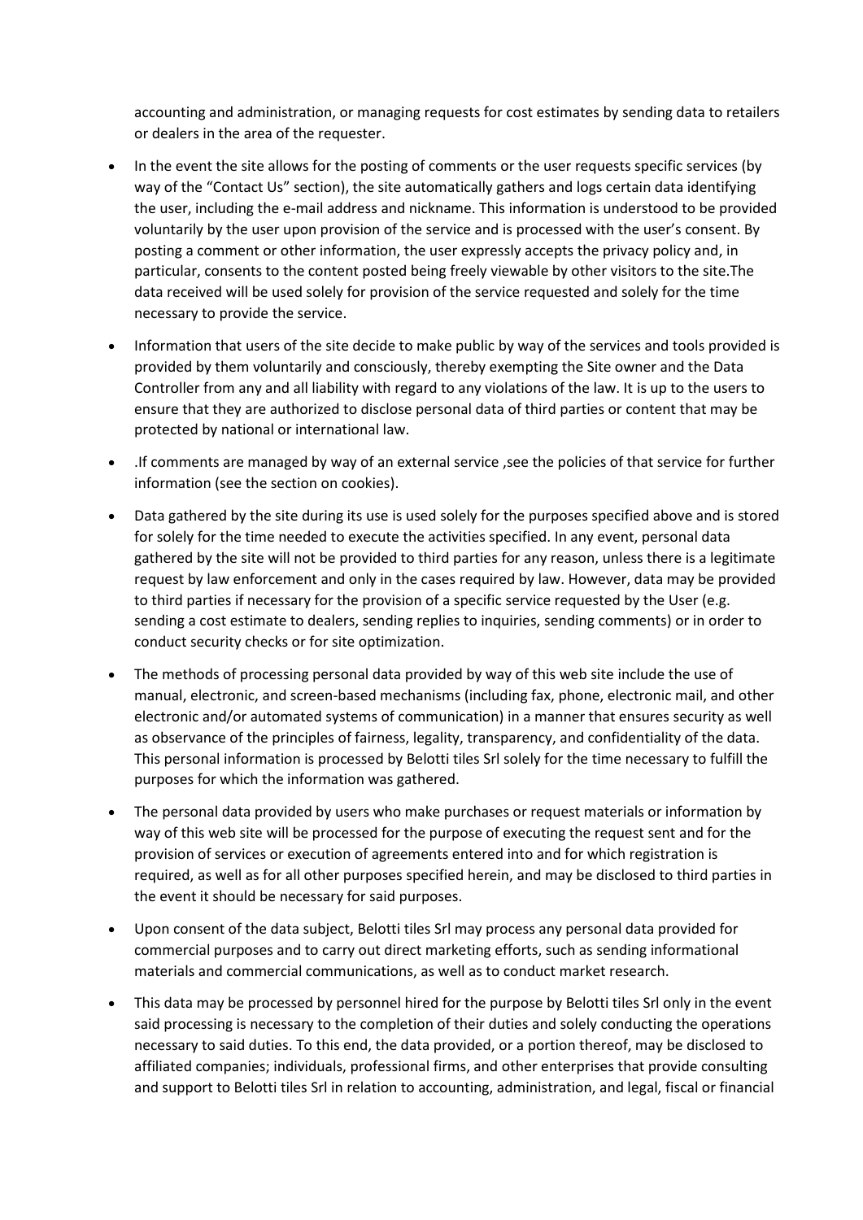accounting and administration, or managing requests for cost estimates by sending data to retailers or dealers in the area of the requester.

- In the event the site allows for the posting of comments or the user requests specific services (by way of the "Contact Us" section), the site automatically gathers and logs certain data identifying the user, including the e-mail address and nickname. This information is understood to be provided voluntarily by the user upon provision of the service and is processed with the user's consent. By posting a comment or other information, the user expressly accepts the privacy policy and, in particular, consents to the content posted being freely viewable by other visitors to the site.The data received will be used solely for provision of the service requested and solely for the time necessary to provide the service.
- Information that users of the site decide to make public by way of the services and tools provided is provided by them voluntarily and consciously, thereby exempting the Site owner and the Data Controller from any and all liability with regard to any violations of the law. It is up to the users to ensure that they are authorized to disclose personal data of third parties or content that may be protected by national or international law.
- .If comments are managed by way of an external service ,see the policies of that service for further information (see the section on cookies).
- Data gathered by the site during its use is used solely for the purposes specified above and is stored for solely for the time needed to execute the activities specified. In any event, personal data gathered by the site will not be provided to third parties for any reason, unless there is a legitimate request by law enforcement and only in the cases required by law. However, data may be provided to third parties if necessary for the provision of a specific service requested by the User (e.g. sending a cost estimate to dealers, sending replies to inquiries, sending comments) or in order to conduct security checks or for site optimization.
- The methods of processing personal data provided by way of this web site include the use of manual, electronic, and screen-based mechanisms (including fax, phone, electronic mail, and other electronic and/or automated systems of communication) in a manner that ensures security as well as observance of the principles of fairness, legality, transparency, and confidentiality of the data. This personal information is processed by Belotti tiles Srl solely for the time necessary to fulfill the purposes for which the information was gathered.
- The personal data provided by users who make purchases or request materials or information by way of this web site will be processed for the purpose of executing the request sent and for the provision of services or execution of agreements entered into and for which registration is required, as well as for all other purposes specified herein, and may be disclosed to third parties in the event it should be necessary for said purposes.
- Upon consent of the data subject, Belotti tiles Srl may process any personal data provided for commercial purposes and to carry out direct marketing efforts, such as sending informational materials and commercial communications, as well as to conduct market research.
- This data may be processed by personnel hired for the purpose by Belotti tiles Srl only in the event said processing is necessary to the completion of their duties and solely conducting the operations necessary to said duties. To this end, the data provided, or a portion thereof, may be disclosed to affiliated companies; individuals, professional firms, and other enterprises that provide consulting and support to Belotti tiles Srl in relation to accounting, administration, and legal, fiscal or financial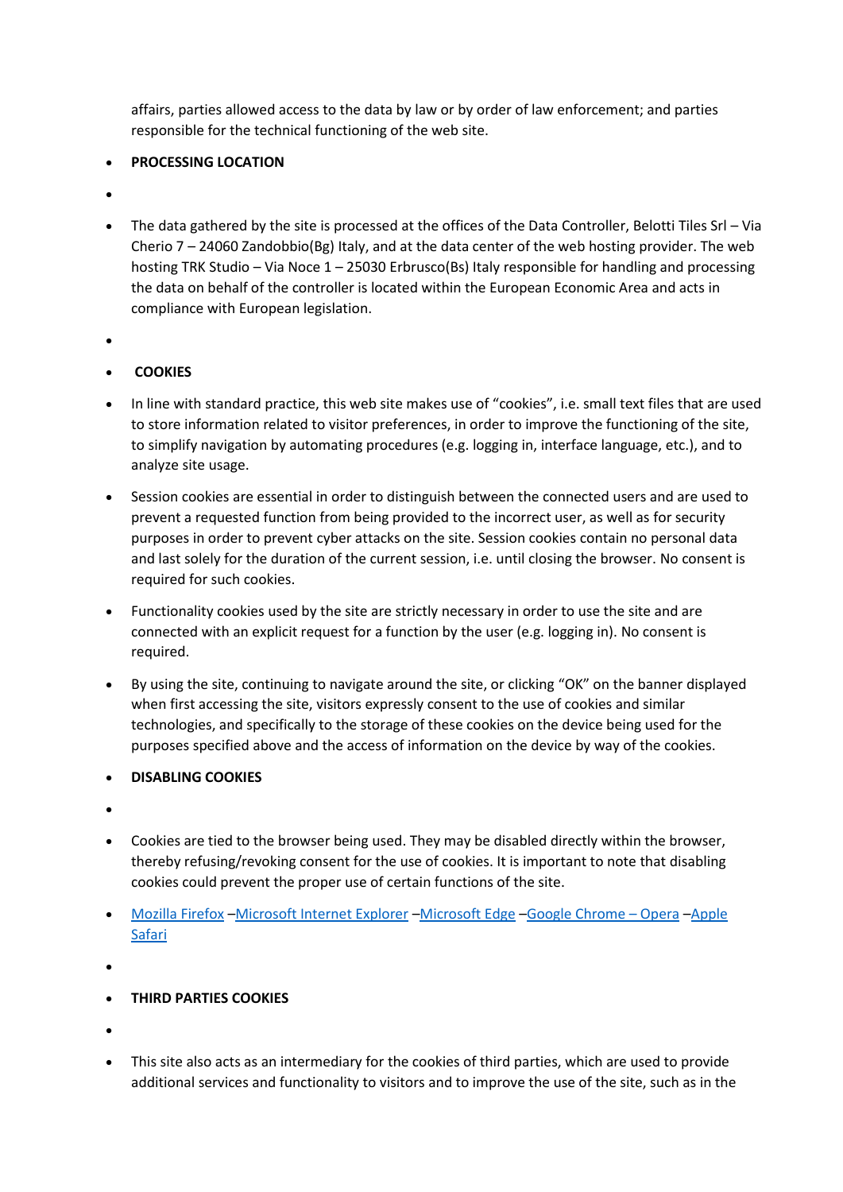affairs, parties allowed access to the data by law or by order of law enforcement; and parties responsible for the technical functioning of the web site.

- **PROCESSING LOCATION**
- The data gathered by the site is processed at the offices of the Data Controller, Belotti Tiles Srl – Via Cherio 7 – 24060 Zandobbio(Bg) Italy, and at the data center of the web hosting provider. The web hosting TRK Studio – Via Noce 1 – 25030 Erbrusco(Bs) Italy responsible for handling and processing the data on behalf of the controller is located within the European Economic Area and acts in compliance with European legislation.
- **COOKIES**
- In line with standard practice, this web site makes use of "cookies", i.e. small text files that are used to store information related to visitor preferences, in order to improve the functioning of the site, to simplify navigation by automating procedures (e.g. logging in, interface language, etc.), and to analyze site usage.
- Session cookies are essential in order to distinguish between the connected users and are used to prevent a requested function from being provided to the incorrect user, as well as for security purposes in order to prevent cyber attacks on the site. Session cookies contain no personal data and last solely for the duration of the current session, i.e. until closing the browser. No consent is required for such cookies.
- Functionality cookies used by the site are strictly necessary in order to use the site and are connected with an explicit request for a function by the user (e.g. logging in). No consent is required.
- By using the site, continuing to navigate around the site, or clicking "OK" on the banner displayed when first accessing the site, visitors expressly consent to the use of cookies and similar technologies, and specifically to the storage of these cookies on the device being used for the purposes specified above and the access of information on the device by way of the cookies.
- **DISABLING COOKIES**
- Cookies are tied to the browser being used. They may be disabled directly within the browser, thereby refusing/revoking consent for the use of cookies. It is important to note that disabling cookies could prevent the proper use of certain functions of the site.
- Mozilla Firefox –Microsoft Internet Explorer –Microsoft Edge –Google Chrome – Opera –Apple Safari
- **THIRD PARTIES COOKIES**
- This site also acts as an intermediary for the cookies of third parties, which are used to provide additional services and functionality to visitors and to improve the use of the site, such as in the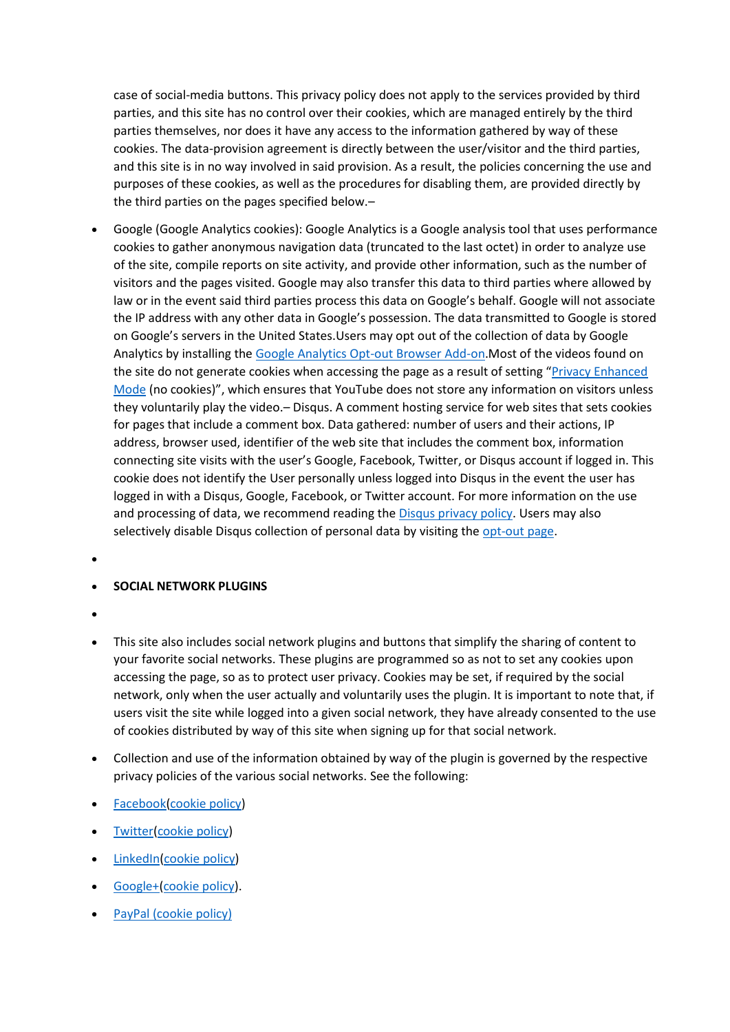case of social-media buttons. This privacy policy does not apply to the services provided by third parties, and this site has no control over their cookies, which are managed entirely by the third parties themselves, nor does it have any access to the information gathered by way of these cookies. The data-provision agreement is directly between the user/visitor and the third parties, and this site is in no way involved in said provision. As a result, the policies concerning the use and purposes of these cookies, as well as the procedures for disabling them, are provided directly by the third parties on the pages specified below.–

- Google (Google Analytics cookies): Google Analytics is a Google analysis tool that uses performance cookies to gather anonymous navigation data (truncated to the last octet) in order to analyze use of the site, compile reports on site activity, and provide other information, such as the number of visitors and the pages visited. Google may also transfer this data to third parties where allowed by law or in the event said third parties process this data on Google's behalf. Google will not associate the IP address with any other data in Google's possession. The data transmitted to Google is stored on Google's servers in the United States.Users may opt out of the collection of data by Google Analytics by installing the Google Analytics Opt-out Browser Add-on.Most of the videos found on the site do not generate cookies when accessing the page as a result of setting "Privacy Enhanced Mode (no cookies)", which ensures that YouTube does not store any information on visitors unless they voluntarily play the video.– Disqus. A comment hosting service for web sites that sets cookies for pages that include a comment box. Data gathered: number of users and their actions, IP address, browser used, identifier of the web site that includes the comment box, information connecting site visits with the user's Google, Facebook, Twitter, or Disqus account if logged in. This cookie does not identify the User personally unless logged into Disqus in the event the user has logged in with a Disqus, Google, Facebook, or Twitter account. For more information on the use and processing of data, we recommend reading the Disqus privacy policy. Users may also selectively disable Disqus collection of personal data by visiting the opt-out page.
- 
- **SOCIAL NETWORK PLUGINS**
- 
- This site also includes social network plugins and buttons that simplify the sharing of content to your favorite social networks. These plugins are programmed so as not to set any cookies upon accessing the page, so as to protect user privacy. Cookies may be set, if required by the social network, only when the user actually and voluntarily uses the plugin. It is important to note that, if users visit the site while logged into a given social network, they have already consented to the use of cookies distributed by way of this site when signing up for that social network.
- Collection and use of the information obtained by way of the plugin is governed by the respective privacy policies of the various social networks. See the following:
- Facebook(cookie policy)
- Twitter(cookie policy)
- LinkedIn(cookie policy)
- Google+(cookie policy).
- PayPal (cookie policy)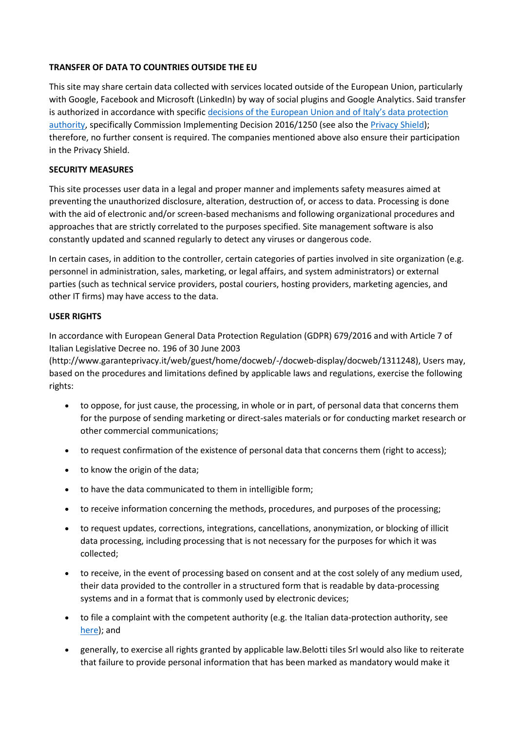**TRANSFER OF DATA TO COUNTRIES OUTSIDE THE EU**

This site may share certain data collected with services located outside of the European Union, particularly with Google, Facebook and Microsoft (LinkedIn) by way of social plugins and Google Analytics. Said transfer is authorized in accordance with specific decisions of the European Union and of Italy's data protection authority, specifically Commission Implementing Decision 2016/1250 (see also the Privacy Shield); therefore, no further consent is required. The companies mentioned above also ensure their participation in the Privacy Shield.

**SECURITY MEASURES**

This site processes user data in a legal and proper manner and implements safety measures aimed at preventing the unauthorized disclosure, alteration, destruction of, or access to data. Processing is done with the aid of electronic and/or screen-based mechanisms and following organizational procedures and approaches that are strictly correlated to the purposes specified. Site management software is also constantly updated and scanned regularly to detect any viruses or dangerous code.

In certain cases, in addition to the controller, certain categories of parties involved in site organization (e.g. personnel in administration, sales, marketing, or legal affairs, and system administrators) or external parties (such as technical service providers, postal couriers, hosting providers, marketing agencies, and other IT firms) may have access to the data.

**USER RIGHTS**

In accordance with European General Data Protection Regulation (GDPR) 679/2016 and with Article 7 of Italian Legislative Decree no. 196 of 30 June 2003 (http://www.garanteprivacy.it/web/guest/home/docweb/-/docweb-display/docweb/1311248), Users may, based on the procedures and limitations defined by applicable laws and regulations, exercise the following rights:

- to oppose, for just cause, the processing, in whole or in part, of personal data that concerns them for the purpose of sending marketing or direct-sales materials or for conducting market research or other commercial communications;
- to request confirmation of the existence of personal data that concerns them (right to access);
- to know the origin of the data;
- to have the data communicated to them in intelligible form;
- to receive information concerning the methods, procedures, and purposes of the processing;
- to request updates, corrections, integrations, cancellations, anonymization, or blocking of illicit data processing, including processing that is not necessary for the purposes for which it was collected;
- to receive, in the event of processing based on consent and at the cost solely of any medium used, their data provided to the controller in a structured form that is readable by data-processing systems and in a format that is commonly used by electronic devices;
- to file a complaint with the competent authority (e.g. the Italian data-protection authority, see here); and
- generally, to exercise all rights granted by applicable law.Belotti tiles Srl would also like to reiterate that failure to provide personal information that has been marked as mandatory would make it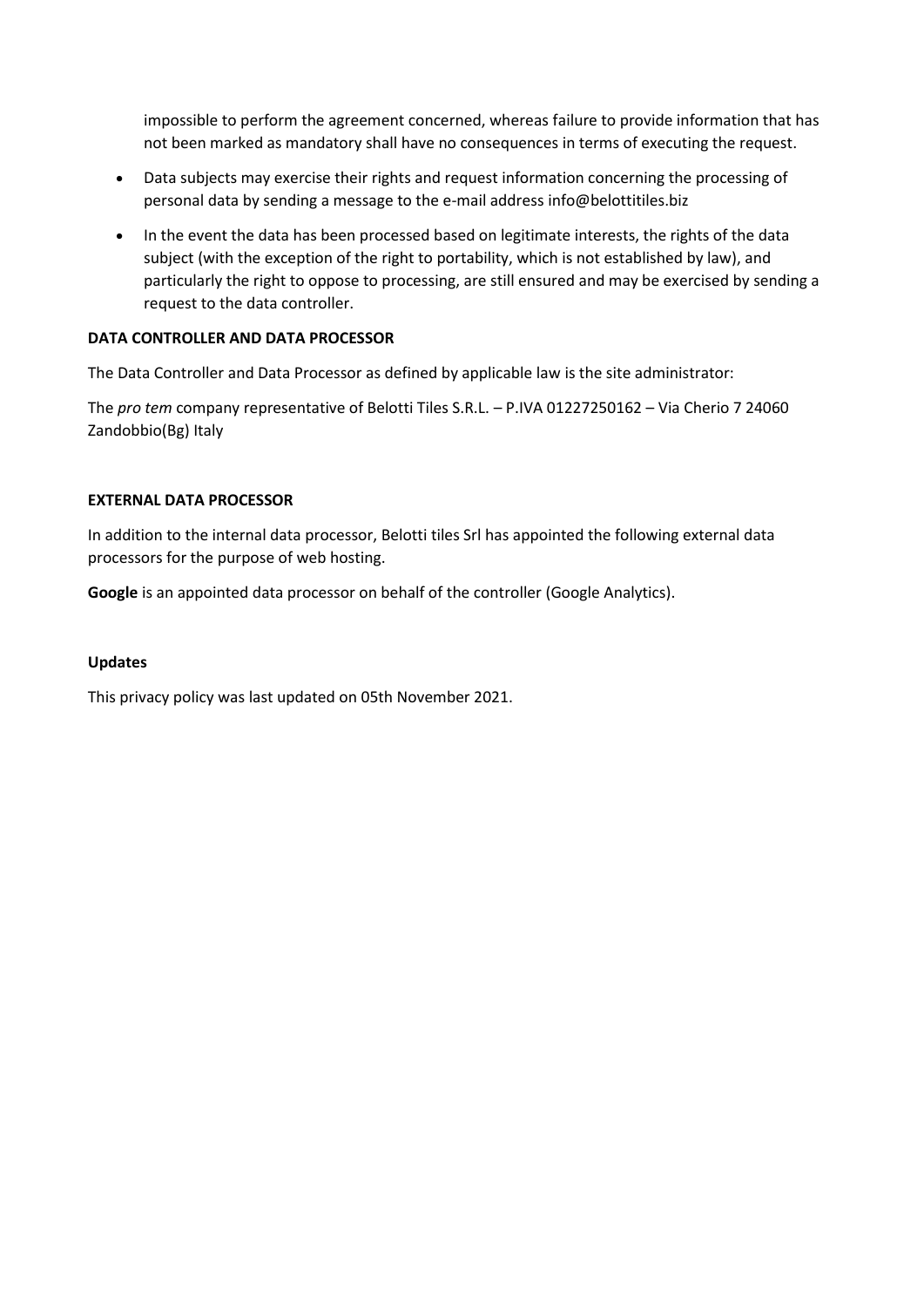impossible to perform the agreement concerned, whereas failure to provide information that has not been marked as mandatory shall have no consequences in terms of executing the request.

- Data subjects may exercise their rights and request information concerning the processing of personal data by sending a message to the e-mail address info@belottitiles.biz
- In the event the data has been processed based on legitimate interests, the rights of the data subject (with the exception of the right to portability, which is not established by law), and particularly the right to oppose to processing, are still ensured and may be exercised by sending a request to the data controller.

**DATA CONTROLLER AND DATA PROCESSOR**

The Data Controller and Data Processor as defined by applicable law is the site administrator:

The *pro tem* company representative of Belotti Tiles S.R.L. – P.IVA 01227250162 – Via Cherio 7 24060 Zandobbio(Bg) Italy

**EXTERNAL DATA PROCESSOR**

In addition to the internal data processor, Belotti tiles Srl has appointed the following external data processors for the purpose of web hosting.

**Google** is an appointed data processor on behalf of the controller (Google Analytics).

**Updates**

This privacy policy was last updated on 05th November 2021.